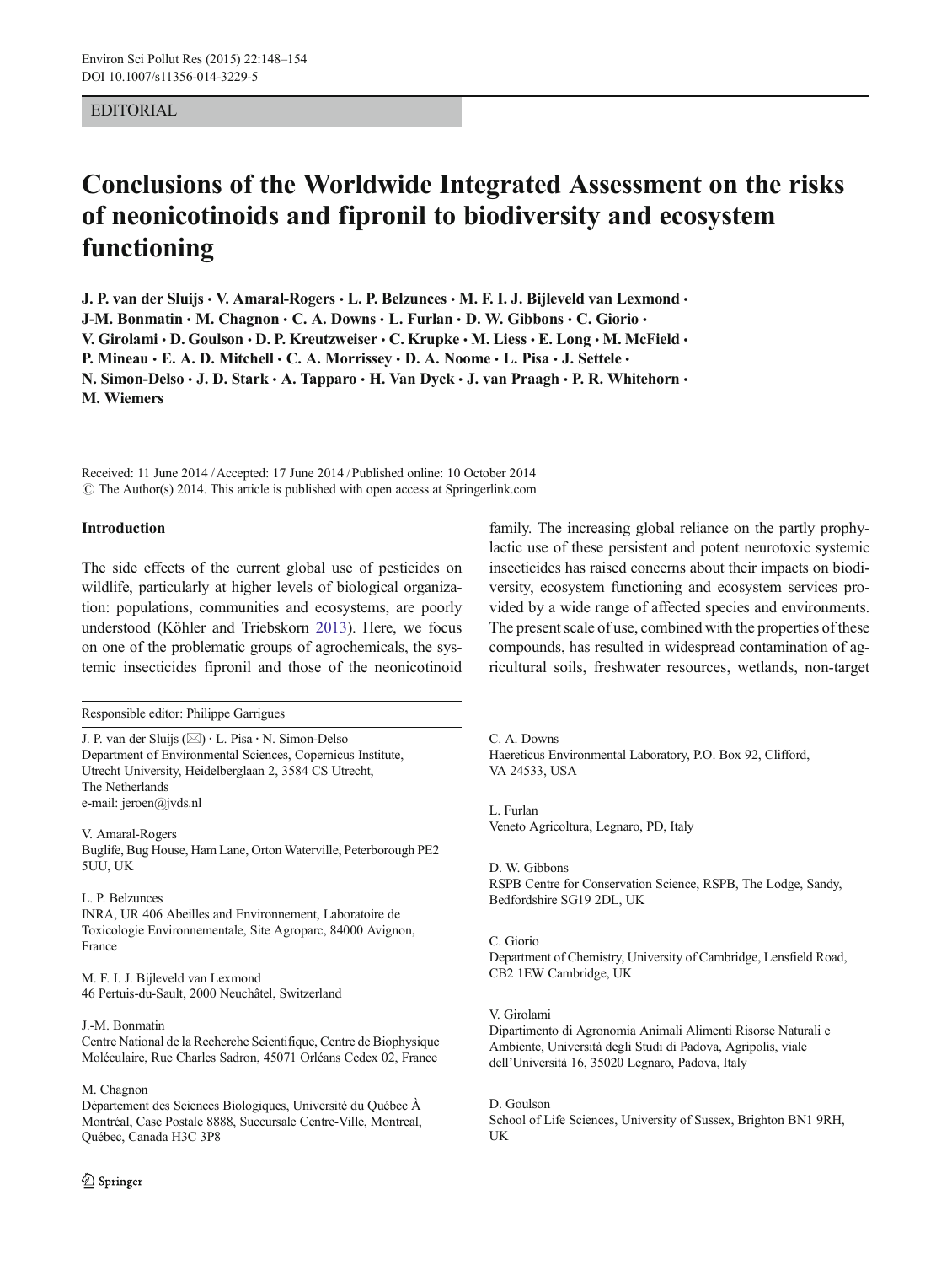EDITORIAL

# Conclusions of the Worldwide Integrated Assessment on the risks of neonicotinoids and fipronil to biodiversity and ecosystem functioning

**J. P. van der Sluijs · V. Amaral-Rogers · L. P. Belzunces · M. F. I. J. Bijleveld van Lexmond · J-M. Bonmatin · M. Chagnon · C. A. Downs · L. Furlan · D. W. Gibbons · C. Giorio · V. Girolami · D. Goulson · D. P. Kreutzweiser · C. Krupke · M. Liess · E. Long · M. McField · P. Mineau · E. A. D. Mitchell · C. A. Morrissey · D. A. Noome · L. Pisa · J. Settele · N. Simon-Delso · J. D. Stark · A. Tapparo · H. Van Dyck · J. van Praagh · P. R. Whitehorn · M. Wiemers**

Received: 11 June 2014 / Accepted: 17 June 2014 / Published online: 10 October 2014
© The Author(s) 2014. This article is published with open access at Springerlink.com

## Introduction

The side effects of the current global use of pesticides on wildlife, particularly at higher levels of biological organization: populations, communities and ecosystems, are poorly understood (Köhler and Triebskorn 2013). Here, we focus on one of the problematic groups of agrochemicals, the systemic insecticides fipronil and those of the neonicotinoid family. The increasing global reliance on the partly prophylactic use of these persistent and potent neurotoxic systemic insecticides has raised concerns about their impacts on biodiversity, ecosystem functioning and ecosystem services provided by a wide range of affected species and environments. The present scale of use, combined with the properties of these compounds, has resulted in widespread contamination of agricultural soils, freshwater resources, wetlands, non-target

Responsible editor: Philippe Garrigues

J. P. van der Sluijs (✉) · L. Pisa · N. Simon-Delso
Department of Environmental Sciences, Copernicus Institute, Utrecht University, Heidelberglaan 2, 3584 CS Utrecht, The Netherlands
e-mail: jeroen@jvds.nl

V. Amaral-Rogers
Buglife, Bug House, Ham Lane, Orton Waterville, Peterborough PE2 5UU, UK

L. P. Belzunces
INRA, UR 406 Abeilles and Environnement, Laboratoire de Toxicologie Environnementale, Site Agroparc, 84000 Avignon, France

M. F. I. J. Bijleveld van Lexmond
46 Pertuis-du-Sault, 2000 Neuchâtel, Switzerland

J.-M. Bonmatin
Centre National de la Recherche Scientifique, Centre de Biophysique Moléculaire, Rue Charles Sadron, 45071 Orléans Cedex 02, France

M. Chagnon
Département des Sciences Biologiques, Université du Québec À Montréal, Case Postale 8888, Succursale Centre-Ville, Montreal, Québec, Canada H3C 3P8

C. A. Downs
Haereticus Environmental Laboratory, P.O. Box 92, Clifford, VA 24533, USA

L. Furlan
Veneto Agricoltura, Legnaro, PD, Italy

D. W. Gibbons
RSPB Centre for Conservation Science, RSPB, The Lodge, Sandy, Bedfordshire SG19 2DL, UK

C. Giorio
Department of Chemistry, University of Cambridge, Lensfield Road, CB2 1EW Cambridge, UK

V. Girolami
Dipartimento di Agronomia Animali Alimenti Risorse Naturali e Ambiente, Università degli Studi di Padova, Agripolis, viale dell'Università 16, 35020 Legnaro, Padova, Italy

D. Goulson
School of Life Sciences, University of Sussex, Brighton BN1 9RH, UK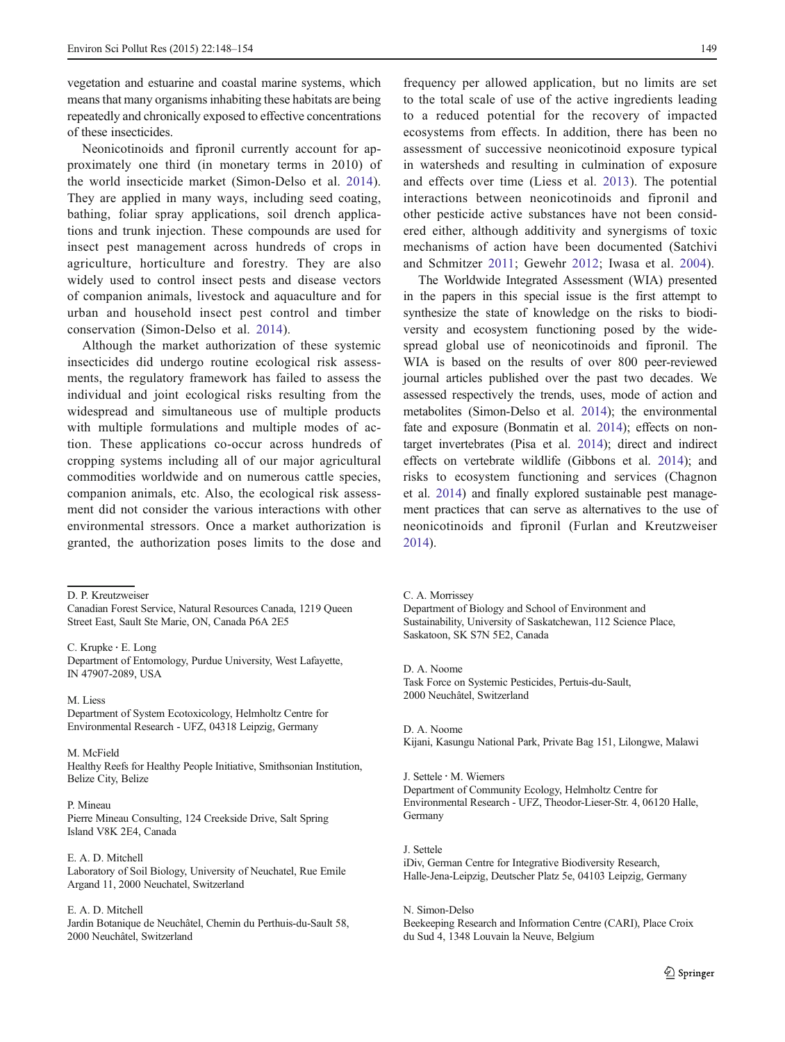vegetation and estuarine and coastal marine systems, which means that many organisms inhabiting these habitats are being repeatedly and chronically exposed to effective concentrations of these insecticides.

Neonicotinoids and fipronil currently account for approximately one third (in monetary terms in 2010) of the world insecticide market (Simon-Delso et al. 2014). They are applied in many ways, including seed coating, bathing, foliar spray applications, soil drench applications and trunk injection. These compounds are used for insect pest management across hundreds of crops in agriculture, horticulture and forestry. They are also widely used to control insect pests and disease vectors of companion animals, livestock and aquaculture and for urban and household insect pest control and timber conservation (Simon-Delso et al. 2014).

Although the market authorization of these systemic insecticides did undergo routine ecological risk assessments, the regulatory framework has failed to assess the individual and joint ecological risks resulting from the widespread and simultaneous use of multiple products with multiple formulations and multiple modes of action. These applications co-occur across hundreds of cropping systems including all of our major agricultural commodities worldwide and on numerous cattle species, companion animals, etc. Also, the ecological risk assessment did not consider the various interactions with other environmental stressors. Once a market authorization is granted, the authorization poses limits to the dose and frequency per allowed application, but no limits are set to the total scale of use of the active ingredients leading to a reduced potential for the recovery of impacted ecosystems from effects. In addition, there has been no assessment of successive neonicotinoid exposure typical in watersheds and resulting in culmination of exposure and effects over time (Liess et al. 2013). The potential interactions between neonicotinoids and fipronil and other pesticide active substances have not been considered either, although additivity and synergisms of toxic mechanisms of action have been documented (Satchivi and Schmitzer 2011; Gewehr 2012; Iwasa et al. 2004).

The Worldwide Integrated Assessment (WIA) presented in the papers in this special issue is the first attempt to synthesize the state of knowledge on the risks to biodiversity and ecosystem functioning posed by the widespread global use of neonicotinoids and fipronil. The WIA is based on the results of over 800 peer-reviewed journal articles published over the past two decades. We assessed respectively the trends, uses, mode of action and metabolites (Simon-Delso et al. 2014); the environmental fate and exposure (Bonmatin et al. 2014); effects on non-target invertebrates (Pisa et al. 2014); direct and indirect effects on vertebrate wildlife (Gibbons et al. 2014); and risks to ecosystem functioning and services (Chagnon et al. 2014) and finally explored sustainable pest management practices that can serve as alternatives to the use of neonicotinoids and fipronil (Furlan and Kreutzweiser 2014).

---

D. P. Kreutzweiser
Canadian Forest Service, Natural Resources Canada, 1219 Queen Street East, Sault Ste Marie, ON, Canada P6A 2E5

C. Krupke · E. Long
Department of Entomology, Purdue University, West Lafayette, IN 47907-2089, USA

M. Liess
Department of System Ecotoxicology, Helmholtz Centre for Environmental Research - UFZ, 04318 Leipzig, Germany

M. McField
Healthy Reefs for Healthy People Initiative, Smithsonian Institution, Belize City, Belize

P. Mineau
Pierre Mineau Consulting, 124 Creekside Drive, Salt Spring Island V8K 2E4, Canada

E. A. D. Mitchell
Laboratory of Soil Biology, University of Neuchatel, Rue Emile Argand 11, 2000 Neuchatel, Switzerland

E. A. D. Mitchell
Jardin Botanique de Neuchâtel, Chemin du Perthuis-du-Sault 58, 2000 Neuchâtel, Switzerland

C. A. Morrissey
Department of Biology and School of Environment and Sustainability, University of Saskatchewan, 112 Science Place, Saskatoon, SK S7N 5E2, Canada

D. A. Noome
Task Force on Systemic Pesticides, Pertuis-du-Sault, 2000 Neuchâtel, Switzerland

D. A. Noome
Kijani, Kasungu National Park, Private Bag 151, Lilongwe, Malawi

J. Settele · M. Wiemers
Department of Community Ecology, Helmholtz Centre for Environmental Research - UFZ, Theodor-Lieser-Str. 4, 06120 Halle, Germany

J. Settele
iDiv, German Centre for Integrative Biodiversity Research, Halle-Jena-Leipzig, Deutscher Platz 5e, 04103 Leipzig, Germany

N. Simon-Delso
Beekeeping Research and Information Centre (CARI), Place Croix du Sud 4, 1348 Louvain la Neuve, Belgium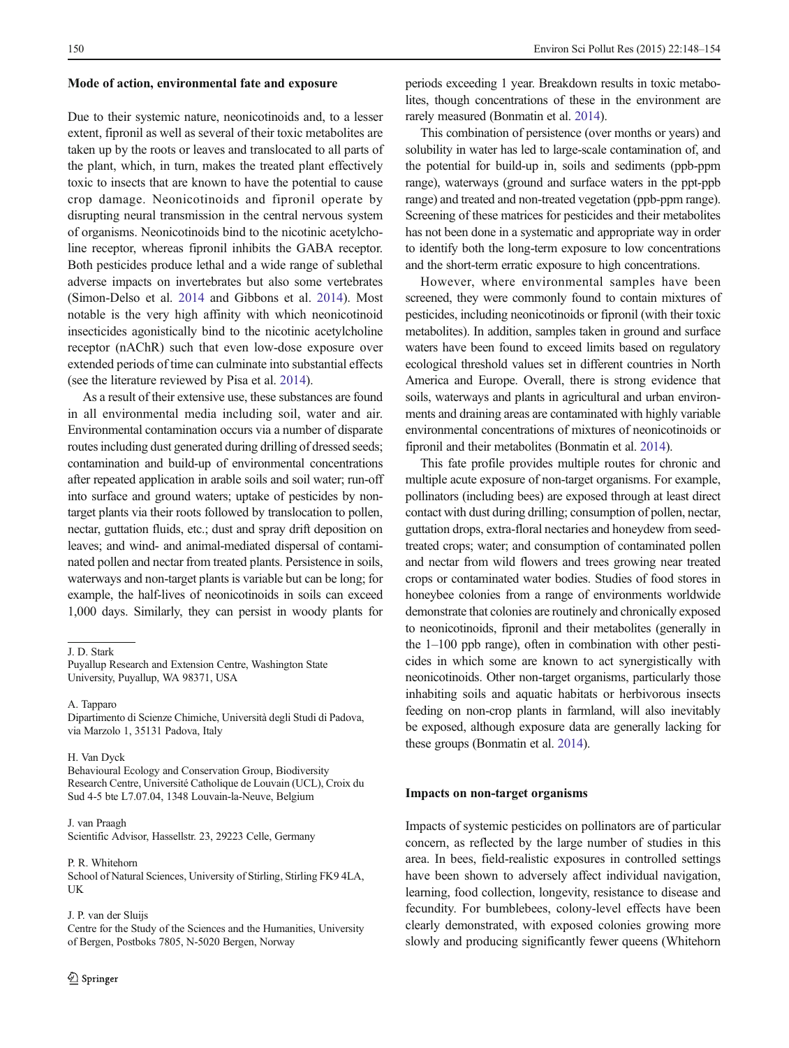#### Mode of action, environmental fate and exposure

Due to their systemic nature, neonicotinoids and, to a lesser extent, fipronil as well as several of their toxic metabolites are taken up by the roots or leaves and translocated to all parts of the plant, which, in turn, makes the treated plant effectively toxic to insects that are known to have the potential to cause crop damage. Neonicotinoids and fipronil operate by disrupting neural transmission in the central nervous system of organisms. Neonicotinoids bind to the nicotinic acetylcholine receptor, whereas fipronil inhibits the GABA receptor. Both pesticides produce lethal and a wide range of sublethal adverse impacts on invertebrates but also some vertebrates (Simon-Delso et al. 2014 and Gibbons et al. 2014). Most notable is the very high affinity with which neonicotinoid insecticides agonistically bind to the nicotinic acetylcholine receptor (nAChR) such that even low-dose exposure over extended periods of time can culminate into substantial effects (see the literature reviewed by Pisa et al. 2014).

As a result of their extensive use, these substances are found in all environmental media including soil, water and air. Environmental contamination occurs via a number of disparate routes including dust generated during drilling of dressed seeds; contamination and build-up of environmental concentrations after repeated application in arable soils and soil water; run-off into surface and ground waters; uptake of pesticides by non-target plants via their roots followed by translocation to pollen, nectar, guttation fluids, etc.; dust and spray drift deposition on leaves; and wind- and animal-mediated dispersal of contaminated pollen and nectar from treated plants. Persistence in soils, waterways and non-target plants is variable but can be long; for example, the half-lives of neonicotinoids in soils can exceed 1,000 days. Similarly, they can persist in woody plants for periods exceeding 1 year. Breakdown results in toxic metabolites, though concentrations of these in the environment are rarely measured (Bonmatin et al. 2014).

This combination of persistence (over months or years) and solubility in water has led to large-scale contamination of, and the potential for build-up in, soils and sediments (ppb-ppm range), waterways (ground and surface waters in the ppt-ppb range) and treated and non-treated vegetation (ppb-ppm range). Screening of these matrices for pesticides and their metabolites has not been done in a systematic and appropriate way in order to identify both the long-term exposure to low concentrations and the short-term erratic exposure to high concentrations.

However, where environmental samples have been screened, they were commonly found to contain mixtures of pesticides, including neonicotinoids or fipronil (with their toxic metabolites). In addition, samples taken in ground and surface waters have been found to exceed limits based on regulatory ecological threshold values set in different countries in North America and Europe. Overall, there is strong evidence that soils, waterways and plants in agricultural and urban environments and draining areas are contaminated with highly variable environmental concentrations of mixtures of neonicotinoids or fipronil and their metabolites (Bonmatin et al. 2014).

This fate profile provides multiple routes for chronic and multiple acute exposure of non-target organisms. For example, pollinators (including bees) are exposed through at least direct contact with dust during drilling; consumption of pollen, nectar, guttation drops, extra-floral nectaries and honeydew from seed-treated crops; water; and consumption of contaminated pollen and nectar from wild flowers and trees growing near treated crops or contaminated water bodies. Studies of food stores in honeybee colonies from a range of environments worldwide demonstrate that colonies are routinely and chronically exposed to neonicotinoids, fipronil and their metabolites (generally in the 1–100 ppb range), often in combination with other pesticides in which some are known to act synergistically with neonicotinoids. Other non-target organisms, particularly those inhabiting soils and aquatic habitats or herbivorous insects feeding on non-crop plants in farmland, will also inevitably be exposed, although exposure data are generally lacking for these groups (Bonmatin et al. 2014).

#### Impacts on non-target organisms

Impacts of systemic pesticides on pollinators are of particular concern, as reflected by the large number of studies in this area. In bees, field-realistic exposures in controlled settings have been shown to adversely affect individual navigation, learning, food collection, longevity, resistance to disease and fecundity. For bumblebees, colony-level effects have been clearly demonstrated, with exposed colonies growing more slowly and producing significantly fewer queens (Whitehorn

---

J. D. Stark
Puyallup Research and Extension Centre, Washington State University, Puyallup, WA 98371, USA

A. Tapparo
Dipartimento di Scienze Chimiche, Università degli Studi di Padova, via Marzolo 1, 35131 Padova, Italy

H. Van Dyck
Behavioural Ecology and Conservation Group, Biodiversity Research Centre, Université Catholique de Louvain (UCL), Croix du Sud 4-5 bte L7.07.04, 1348 Louvain-la-Neuve, Belgium

J. van Praagh
Scientific Advisor, Hassellstr. 23, 29223 Celle, Germany

P. R. Whitehorn
School of Natural Sciences, University of Stirling, Stirling FK9 4LA, UK

J. P. van der Sluijs
Centre for the Study of the Sciences and the Humanities, University of Bergen, Postboks 7805, N-5020 Bergen, Norway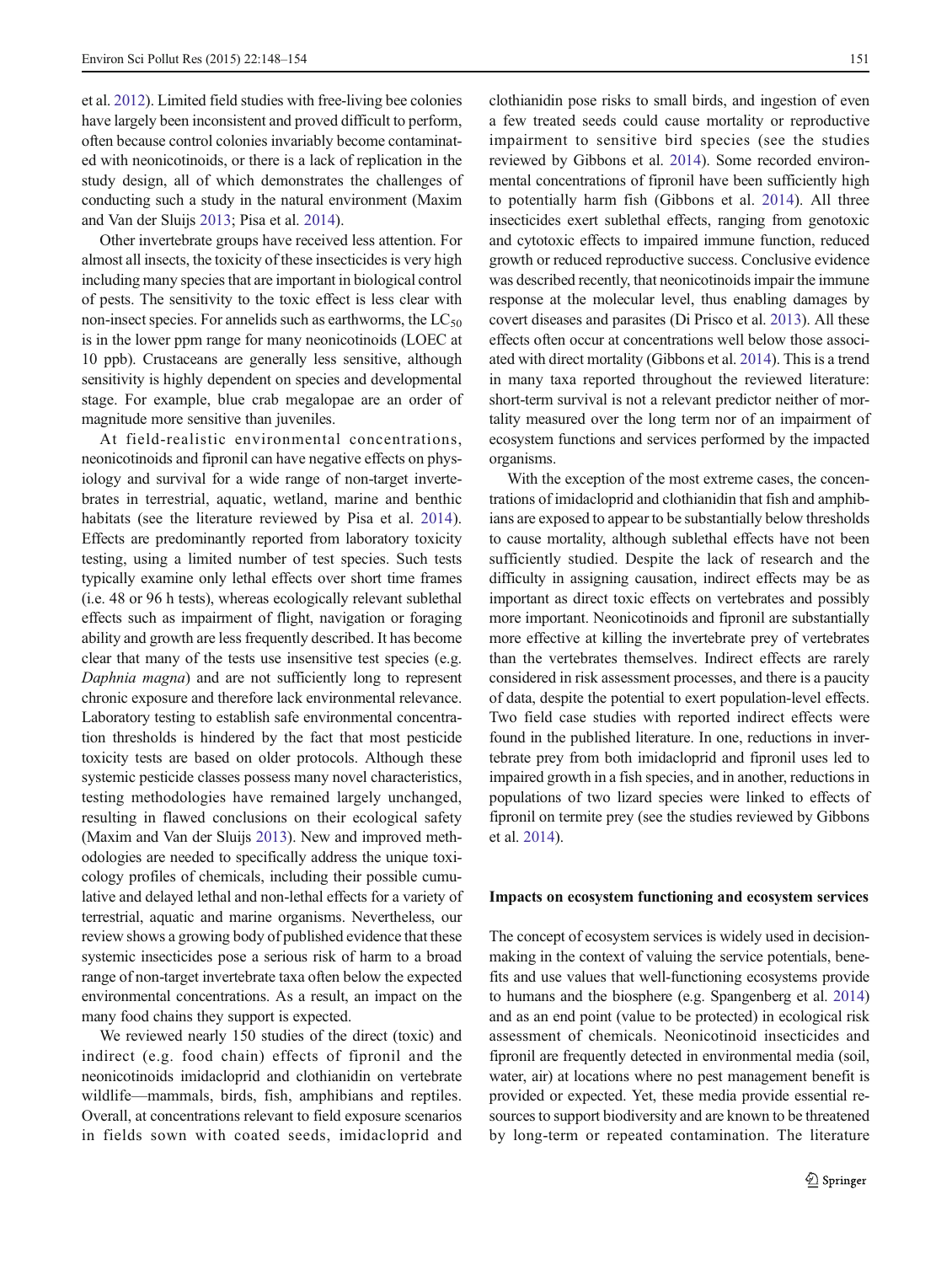et al. 2012). Limited field studies with free-living bee colonies have largely been inconsistent and proved difficult to perform, often because control colonies invariably become contaminated with neonicotinoids, or there is a lack of replication in the study design, all of which demonstrates the challenges of conducting such a study in the natural environment (Maxim and Van der Sluijs 2013; Pisa et al. 2014).

Other invertebrate groups have received less attention. For almost all insects, the toxicity of these insecticides is very high including many species that are important in biological control of pests. The sensitivity to the toxic effect is less clear with non-insect species. For annelids such as earthworms, the $LC_{50}$ is in the lower ppm range for many neonicotinoids (LOEC at 10 ppb). Crustaceans are generally less sensitive, although sensitivity is highly dependent on species and developmental stage. For example, blue crab megalopae are an order of magnitude more sensitive than juveniles.

At field-realistic environmental concentrations, neonicotinoids and fipronil can have negative effects on physiology and survival for a wide range of non-target invertebrates in terrestrial, aquatic, wetland, marine and benthic habitats (see the literature reviewed by Pisa et al. 2014). Effects are predominantly reported from laboratory toxicity testing, using a limited number of test species. Such tests typically examine only lethal effects over short time frames (i.e. 48 or 96 h tests), whereas ecologically relevant sublethal effects such as impairment of flight, navigation or foraging ability and growth are less frequently described. It has become clear that many of the tests use insensitive test species (e.g. *Daphnia magna*) and are not sufficiently long to represent chronic exposure and therefore lack environmental relevance. Laboratory testing to establish safe environmental concentration thresholds is hindered by the fact that most pesticide toxicity tests are based on older protocols. Although these systemic pesticide classes possess many novel characteristics, testing methodologies have remained largely unchanged, resulting in flawed conclusions on their ecological safety (Maxim and Van der Sluijs 2013). New and improved methodologies are needed to specifically address the unique toxicology profiles of chemicals, including their possible cumulative and delayed lethal and non-lethal effects for a variety of terrestrial, aquatic and marine organisms. Nevertheless, our review shows a growing body of published evidence that these systemic insecticides pose a serious risk of harm to a broad range of non-target invertebrate taxa often below the expected environmental concentrations. As a result, an impact on the many food chains they support is expected.

We reviewed nearly 150 studies of the direct (toxic) and indirect (e.g. food chain) effects of fipronil and the neonicotinoids imidacloprid and clothianidin on vertebrate wildlife—mammals, birds, fish, amphibians and reptiles. Overall, at concentrations relevant to field exposure scenarios in fields sown with coated seeds, imidacloprid and clothianidin pose risks to small birds, and ingestion of even a few treated seeds could cause mortality or reproductive impairment to sensitive bird species (see the studies reviewed by Gibbons et al. 2014). Some recorded environmental concentrations of fipronil have been sufficiently high to potentially harm fish (Gibbons et al. 2014). All three insecticides exert sublethal effects, ranging from genotoxic and cytotoxic effects to impaired immune function, reduced growth or reduced reproductive success. Conclusive evidence was described recently, that neonicotinoids impair the immune response at the molecular level, thus enabling damages by covert diseases and parasites (Di Prisco et al. 2013). All these effects often occur at concentrations well below those associated with direct mortality (Gibbons et al. 2014). This is a trend in many taxa reported throughout the reviewed literature: short-term survival is not a relevant predictor neither of mortality measured over the long term nor of an impairment of ecosystem functions and services performed by the impacted organisms.

With the exception of the most extreme cases, the concentrations of imidacloprid and clothianidin that fish and amphibians are exposed to appear to be substantially below thresholds to cause mortality, although sublethal effects have not been sufficiently studied. Despite the lack of research and the difficulty in assigning causation, indirect effects may be as important as direct toxic effects on vertebrates and possibly more important. Neonicotinoids and fipronil are substantially more effective at killing the invertebrate prey of vertebrates than the vertebrates themselves. Indirect effects are rarely considered in risk assessment processes, and there is a paucity of data, despite the potential to exert population-level effects. Two field case studies with reported indirect effects were found in the published literature. In one, reductions in invertebrate prey from both imidacloprid and fipronil uses led to impaired growth in a fish species, and in another, reductions in populations of two lizard species were linked to effects of fipronil on termite prey (see the studies reviewed by Gibbons et al. 2014).

## Impacts on ecosystem functioning and ecosystem services

The concept of ecosystem services is widely used in decision-making in the context of valuing the service potentials, benefits and use values that well-functioning ecosystems provide to humans and the biosphere (e.g. Spangenberg et al. 2014) and as an end point (value to be protected) in ecological risk assessment of chemicals. Neonicotinoid insecticides and fipronil are frequently detected in environmental media (soil, water, air) at locations where no pest management benefit is provided or expected. Yet, these media provide essential resources to support biodiversity and are known to be threatened by long-term or repeated contamination. The literature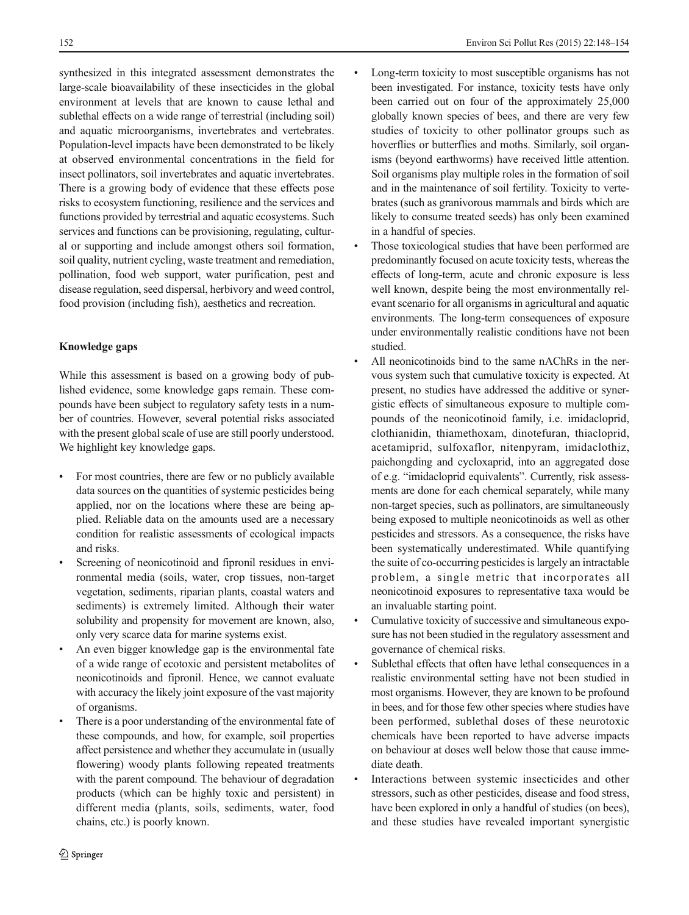synthesized in this integrated assessment demonstrates the large-scale bioavailability of these insecticides in the global environment at levels that are known to cause lethal and sublethal effects on a wide range of terrestrial (including soil) and aquatic microorganisms, invertebrates and vertebrates. Population-level impacts have been demonstrated to be likely at observed environmental concentrations in the field for insect pollinators, soil invertebrates and aquatic invertebrates. There is a growing body of evidence that these effects pose risks to ecosystem functioning, resilience and the services and functions provided by terrestrial and aquatic ecosystems. Such services and functions can be provisioning, regulating, cultural or supporting and include amongst others soil formation, soil quality, nutrient cycling, waste treatment and remediation, pollination, food web support, water purification, pest and disease regulation, seed dispersal, herbivory and weed control, food provision (including fish), aesthetics and recreation.

## Knowledge gaps

While this assessment is based on a growing body of published evidence, some knowledge gaps remain. These compounds have been subject to regulatory safety tests in a number of countries. However, several potential risks associated with the present global scale of use are still poorly understood. We highlight key knowledge gaps.

- For most countries, there are few or no publicly available data sources on the quantities of systemic pesticides being applied, nor on the locations where these are being applied. Reliable data on the amounts used are a necessary condition for realistic assessments of ecological impacts and risks.
- Screening of neonicotinoid and fipronil residues in environmental media (soils, water, crop tissues, non-target vegetation, sediments, riparian plants, coastal waters and sediments) is extremely limited. Although their water solubility and propensity for movement are known, also, only very scarce data for marine systems exist.
- An even bigger knowledge gap is the environmental fate of a wide range of ecotoxic and persistent metabolites of neonicotinoids and fipronil. Hence, we cannot evaluate with accuracy the likely joint exposure of the vast majority of organisms.
- There is a poor understanding of the environmental fate of these compounds, and how, for example, soil properties affect persistence and whether they accumulate in (usually flowering) woody plants following repeated treatments with the parent compound. The behaviour of degradation products (which can be highly toxic and persistent) in different media (plants, soils, sediments, water, food chains, etc.) is poorly known.
- Long-term toxicity to most susceptible organisms has not been investigated. For instance, toxicity tests have only been carried out on four of the approximately 25,000 globally known species of bees, and there are very few studies of toxicity to other pollinator groups such as hoverflies or butterflies and moths. Similarly, soil organisms (beyond earthworms) have received little attention. Soil organisms play multiple roles in the formation of soil and in the maintenance of soil fertility. Toxicity to vertebrates (such as granivorous mammals and birds which are likely to consume treated seeds) has only been examined in a handful of species.
- Those toxicological studies that have been performed are predominantly focused on acute toxicity tests, whereas the effects of long-term, acute and chronic exposure is less well known, despite being the most environmentally relevant scenario for all organisms in agricultural and aquatic environments. The long-term consequences of exposure under environmentally realistic conditions have not been studied.
- All neonicotinoids bind to the same nAChRs in the nervous system such that cumulative toxicity is expected. At present, no studies have addressed the additive or synergistic effects of simultaneous exposure to multiple compounds of the neonicotinoid family, i.e. imidacloprid, clothianidin, thiamethoxam, dinotefuran, thiacloprid, acetamiprid, sulfoxaflor, nitenpyram, imidaclothiz, paichongding and cycloxaprid, into an aggregated dose of e.g. "imidacloprid equivalents". Currently, risk assessments are done for each chemical separately, while many non-target species, such as pollinators, are simultaneously being exposed to multiple neonicotinoids as well as other pesticides and stressors. As a consequence, the risks have been systematically underestimated. While quantifying the suite of co-occurring pesticides is largely an intractable problem, a single metric that incorporates all neonicotinoid exposures to representative taxa would be an invaluable starting point.
- Cumulative toxicity of successive and simultaneous exposure has not been studied in the regulatory assessment and governance of chemical risks.
- Sublethal effects that often have lethal consequences in a realistic environmental setting have not been studied in most organisms. However, they are known to be profound in bees, and for those few other species where studies have been performed, sublethal doses of these neurotoxic chemicals have been reported to have adverse impacts on behaviour at doses well below those that cause immediate death.
- Interactions between systemic insecticides and other stressors, such as other pesticides, disease and food stress, have been explored in only a handful of studies (on bees), and these studies have revealed important synergistic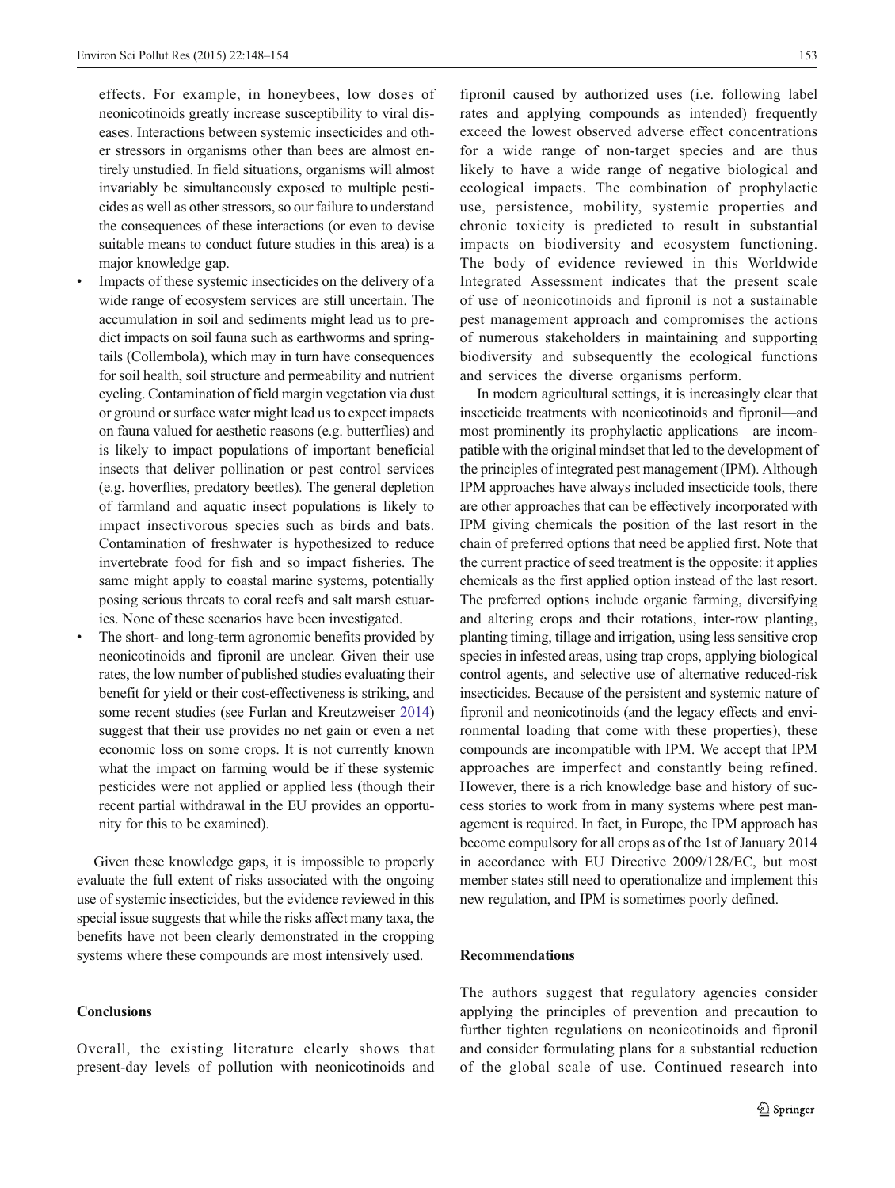effects. For example, in honeybees, low doses of neonicotinoids greatly increase susceptibility to viral diseases. Interactions between systemic insecticides and other stressors in organisms other than bees are almost entirely unstudied. In field situations, organisms will almost invariably be simultaneously exposed to multiple pesticides as well as other stressors, so our failure to understand the consequences of these interactions (or even to devise suitable means to conduct future studies in this area) is a major knowledge gap.

- Impacts of these systemic insecticides on the delivery of a wide range of ecosystem services are still uncertain. The accumulation in soil and sediments might lead us to predict impacts on soil fauna such as earthworms and springtails (Collembola), which may in turn have consequences for soil health, soil structure and permeability and nutrient cycling. Contamination of field margin vegetation via dust or ground or surface water might lead us to expect impacts on fauna valued for aesthetic reasons (e.g. butterflies) and is likely to impact populations of important beneficial insects that deliver pollination or pest control services (e.g. hoverflies, predatory beetles). The general depletion of farmland and aquatic insect populations is likely to impact insectivorous species such as birds and bats. Contamination of freshwater is hypothesized to reduce invertebrate food for fish and so impact fisheries. The same might apply to coastal marine systems, potentially posing serious threats to coral reefs and salt marsh estuaries. None of these scenarios have been investigated.
- The short- and long-term agronomic benefits provided by neonicotinoids and fipronil are unclear. Given their use rates, the low number of published studies evaluating their benefit for yield or their cost-effectiveness is striking, and some recent studies (see Furlan and Kreutzweiser 2014) suggest that their use provides no net gain or even a net economic loss on some crops. It is not currently known what the impact on farming would be if these systemic pesticides were not applied or applied less (though their recent partial withdrawal in the EU provides an opportunity for this to be examined).

Given these knowledge gaps, it is impossible to properly evaluate the full extent of risks associated with the ongoing use of systemic insecticides, but the evidence reviewed in this special issue suggests that while the risks affect many taxa, the benefits have not been clearly demonstrated in the cropping systems where these compounds are most intensively used.

## Conclusions

Overall, the existing literature clearly shows that present-day levels of pollution with neonicotinoids and fipronil caused by authorized uses (i.e. following label rates and applying compounds as intended) frequently exceed the lowest observed adverse effect concentrations for a wide range of non-target species and are thus likely to have a wide range of negative biological and ecological impacts. The combination of prophylactic use, persistence, mobility, systemic properties and chronic toxicity is predicted to result in substantial impacts on biodiversity and ecosystem functioning. The body of evidence reviewed in this Worldwide Integrated Assessment indicates that the present scale of use of neonicotinoids and fipronil is not a sustainable pest management approach and compromises the actions of numerous stakeholders in maintaining and supporting biodiversity and subsequently the ecological functions and services the diverse organisms perform.

In modern agricultural settings, it is increasingly clear that insecticide treatments with neonicotinoids and fipronil—and most prominently its prophylactic applications—are incompatible with the original mindset that led to the development of the principles of integrated pest management (IPM). Although IPM approaches have always included insecticide tools, there are other approaches that can be effectively incorporated with IPM giving chemicals the position of the last resort in the chain of preferred options that need be applied first. Note that the current practice of seed treatment is the opposite: it applies chemicals as the first applied option instead of the last resort. The preferred options include organic farming, diversifying and altering crops and their rotations, inter-row planting, planting timing, tillage and irrigation, using less sensitive crop species in infested areas, using trap crops, applying biological control agents, and selective use of alternative reduced-risk insecticides. Because of the persistent and systemic nature of fipronil and neonicotinoids (and the legacy effects and environmental loading that come with these properties), these compounds are incompatible with IPM. We accept that IPM approaches are imperfect and constantly being refined. However, there is a rich knowledge base and history of success stories to work from in many systems where pest management is required. In fact, in Europe, the IPM approach has become compulsory for all crops as of the 1st of January 2014 in accordance with EU Directive 2009/128/EC, but most member states still need to operationalize and implement this new regulation, and IPM is sometimes poorly defined.

## Recommendations

The authors suggest that regulatory agencies consider applying the principles of prevention and precaution to further tighten regulations on neonicotinoids and fipronil and consider formulating plans for a substantial reduction of the global scale of use. Continued research into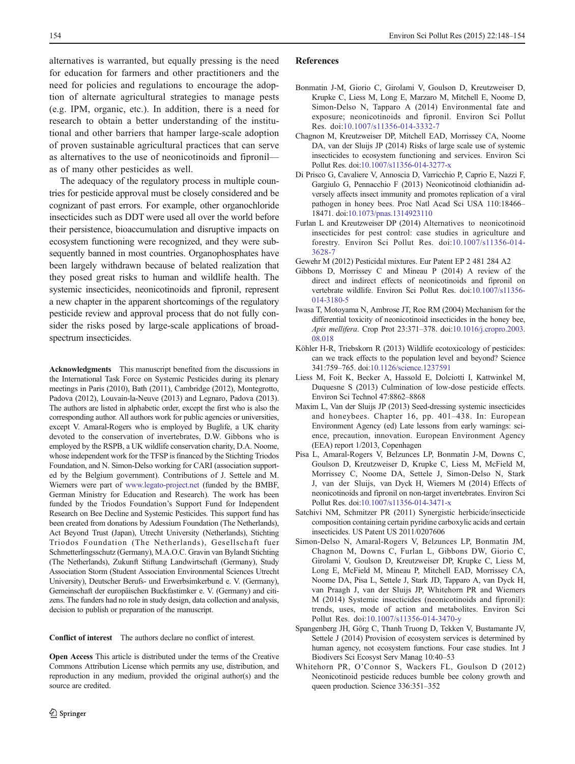alternatives is warranted, but equally pressing is the need for education for farmers and other practitioners and the need for policies and regulations to encourage the adoption of alternate agricultural strategies to manage pests (e.g. IPM, organic, etc.). In addition, there is a need for research to obtain a better understanding of the institutional and other barriers that hamper large-scale adoption of proven sustainable agricultural practices that can serve as alternatives to the use of neonicotinoids and fipronil—as of many other pesticides as well.

The adequacy of the regulatory process in multiple countries for pesticide approval must be closely considered and be cognizant of past errors. For example, other organochloride insecticides such as DDT were used all over the world before their persistence, bioaccumulation and disruptive impacts on ecosystem functioning were recognized, and they were subsequently banned in most countries. Organophosphates have been largely withdrawn because of belated realization that they posed great risks to human and wildlife health. The systemic insecticides, neonicotinoids and fipronil, represent a new chapter in the apparent shortcomings of the regulatory pesticide review and approval process that do not fully consider the risks posed by large-scale applications of broad-spectrum insecticides.

**Acknowledgments** This manuscript benefited from the discussions in the International Task Force on Systemic Pesticides during its plenary meetings in Paris (2010), Bath (2011), Cambridge (2012), Montegrotto, Padova (2012), Louvain-la-Neuve (2013) and Legnaro, Padova (2013). The authors are listed in alphabetic order, except the first who is also the corresponding author. All authors work for public agencies or universities, except V. Amaral-Rogers who is employed by Buglife, a UK charity devoted to the conservation of invertebrates, D.W. Gibbons who is employed by the RSPB, a UK wildlife conservation charity, D.A. Noome, whose independent work for the TFSP is financed by the Stichting Triodos Foundation, and N. Simon-Delso working for CARI (association supported by the Belgium government). Contributions of J. Settele and M. Wiemers were part of www.legato-project.net (funded by the BMBF, German Ministry for Education and Research). The work has been funded by the Triodos Foundation's Support Fund for Independent Research on Bee Decline and Systemic Pesticides. This support fund has been created from donations by Adessium Foundation (The Netherlands), Act Beyond Trust (Japan), Utrecht University (Netherlands), Stichting Triodos Foundation (The Netherlands), Gesellschaft fuer Schmetterlingsschutz (Germany), M.A.O.C. Gravin van Bylandt Stichting (The Netherlands), Zukunft Stiftung Landwirtschaft (Germany), Study Association Storm (Student Association Environmental Sciences Utrecht University), Deutscher Berufs- und Erwerbsimkerbund e. V. (Germany), Gemeinschaft der europäischen Buckfastimker e. V. (Germany) and citizens. The funders had no role in study design, data collection and analysis, decision to publish or preparation of the manuscript.

**Conflict of interest** The authors declare no conflict of interest.

**Open Access** This article is distributed under the terms of the Creative Commons Attribution License which permits any use, distribution, and reproduction in any medium, provided the original author(s) and the source are credited.

## References

Bonmatin J-M, Giorio C, Girolami V, Goulson D, Kreutzweiser D, Krupke C, Liess M, Long E, Marzaro M, Mitchell E, Noome D, Simon-Delso N, Tapparo A (2014) Environmental fate and exposure; neonicotinoids and fipronil. Environ Sci Pollut Res. doi:10.1007/s11356-014-3332-7

Chagnon M, Kreutzweiser DP, Mitchell EAD, Morrissey CA, Noome DA, van der Sluijs JP (2014) Risks of large scale use of systemic insecticides to ecosystem functioning and services. Environ Sci Pollut Res. doi:10.1007/s11356-014-3277-x

Di Prisco G, Cavaliere V, Annoscia D, Varricchio P, Caprio E, Nazzi F, Gargiulo G, Pennacchio F (2013) Neonicotinoid clothianidin adversely affects insect immunity and promotes replication of a viral pathogen in honey bees. Proc Natl Acad Sci USA 110:18466–18471. doi:10.1073/pnas.1314923110

Furlan L and Kreutzweiser DP (2014) Alternatives to neonicotinoid insecticides for pest control: case studies in agriculture and forestry. Environ Sci Pollut Res. doi:10.1007/s11356-014-3628-7

Gewehr M (2012) Pesticidal mixtures. Eur Patent EP 2 481 284 A2

Gibbons D, Morrissey C and Mineau P (2014) A review of the direct and indirect effects of neonicotinoids and fipronil on vertebrate wildlife. Environ Sci Pollut Res. doi:10.1007/s11356-014-3180-5

Iwasa T, Motoyama N, Ambrose JT, Roe RM (2004) Mechanism for the differential toxicity of neonicotinoid insecticides in the honey bee, *Apis mellifera*. Crop Prot 23:371–378. doi:10.1016/j.cropro.2003.08.018

Köhler H-R, Triebskorn R (2013) Wildlife ecotoxicology of pesticides: can we track effects to the population level and beyond? Science 341:759–765. doi:10.1126/science.1237591

Liess M, Foit K, Becker A, Hassold E, Dolciotti I, Kattwinkel M, Duquesne S (2013) Culmination of low-dose pesticide effects. Environ Sci Technol 47:8862–8868

Maxim L, Van der Sluijs JP (2013) Seed-dressing systemic insecticides and honeybees. Chapter 16, pp. 401–438. In: European Environment Agency (ed) Late lessons from early warnings: science, precaution, innovation. European Environment Agency (EEA) report 1/2013, Copenhagen

Pisa L, Amaral-Rogers V, Belzunces LP, Bonmatin J-M, Downs C, Goulson D, Kreutzweiser D, Krupke C, Liess M, McField M, Morrissey C, Noome DA, Settele J, Simon-Delso N, Stark J, van der Sluijs, van Dyck H, Wiemers M (2014) Effects of neonicotinoids and fipronil on non-target invertebrates. Environ Sci Pollut Res. doi:10.1007/s11356-014-3471-x

Satchivi NM, Schmitzer PR (2011) Synergistic herbicide/insecticide composition containing certain pyridine carboxylic acids and certain insecticides. US Patent US 2011/0207606

Simon-Delso N, Amaral-Rogers V, Belzunces LP, Bonmatin JM, Chagnon M, Downs C, Furlan L, Gibbons DW, Giorio C, Girolami V, Goulson D, Kreutzweiser DP, Krupke C, Liess M, Long E, McField M, Mineau P, Mitchell EAD, Morrissey CA, Noome DA, Pisa L, Settele J, Stark JD, Tapparo A, van Dyck H, van Praagh J, van der Sluijs JP, Whitehorn PR and Wiemers M (2014) Systemic insecticides (neonicotinoids and fipronil): trends, uses, mode of action and metabolites. Environ Sci Pollut Res. doi:10.1007/s11356-014-3470-y

Spangenberg JH, Görg C, Thanh Truong D, Tekken V, Bustamante JV, Settele J (2014) Provision of ecosystem services is determined by human agency, not ecosystem functions. Four case studies. Int J Biodivers Sci Ecosyst Serv Manag 10:40–53

Whitehorn PR, O'Connor S, Wackers FL, Goulson D (2012) Neonicotinoid pesticide reduces bumble bee colony growth and queen production. Science 336:351–352